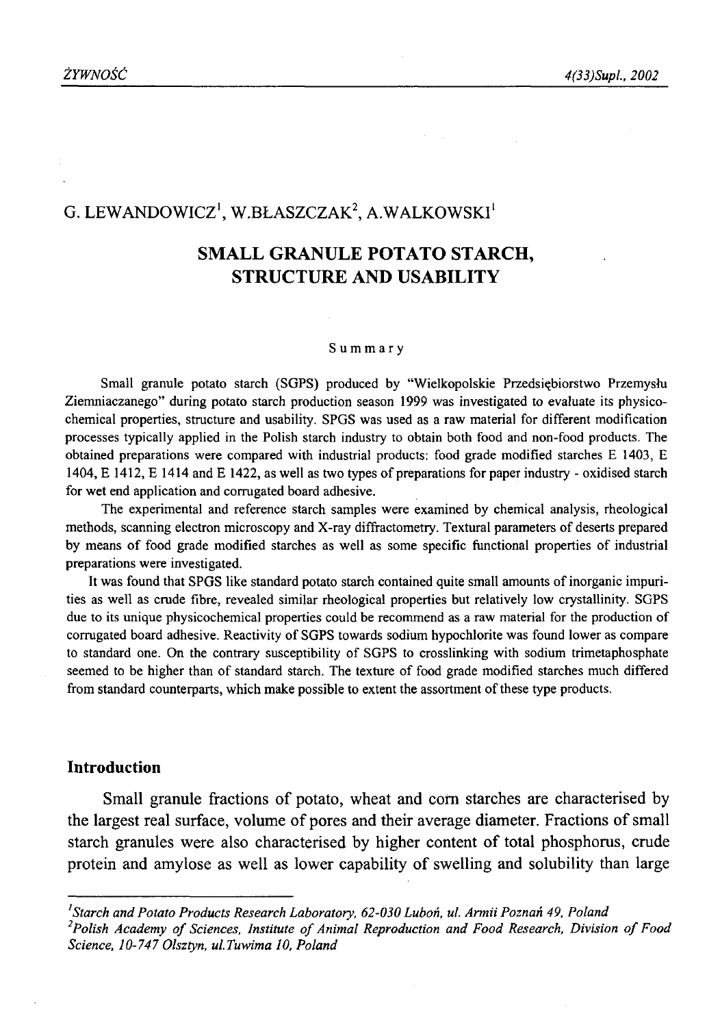G. LEWANDOWICZ[1], W.BŁASZCZAK[2], A.WALKOWSKI[1]

# SMALL GRANULE POTATO STARCH, STRUCTURE AND USABILITY

## Summary

Small granule potato starch (SGPS) produced by "Wielkopolskie Przedsiębiorstwo Przemysłu Ziemniaczanego" during potato starch production season 1999 was investigated to evaluate its physicochemical properties, structure and usability. SPGS was used as a raw material for different modification processes typically applied in the Polish starch industry to obtain both food and non-food products. The obtained preparations were compared with industrial products: food grade modified starches E 1403, E 1404, E 1412, E 1414 and E 1422, as well as two types of preparations for paper industry - oxidised starch for wet end application and corrugated board adhesive.

The experimental and reference starch samples were examined by chemical analysis, rheological methods, scanning electron microscopy and X-ray diffractometry. Textural parameters of deserts prepared by means of food grade modified starches as well as some specific functional properties of industrial preparations were investigated.

It was found that SPGS like standard potato starch contained quite small amounts of inorganic impurities as well as crude fibre, revealed similar rheological properties but relatively low crystallinity. SGPS due to its unique physicochemical properties could be recommend as a raw material for the production of corrugated board adhesive. Reactivity of SGPS towards sodium hypochlorite was found lower as compare to standard one. On the contrary susceptibility of SGPS to crosslinking with sodium trimetaphosphate seemed to be higher than of standard starch. The texture of food grade modified starches much differed from standard counterparts, which make possible to extent the assortment of these type products.

## Introduction

Small granule fractions of potato, wheat and corn starches are characterised by the largest real surface, volume of pores and their average diameter. Fractions of small starch granules were also characterised by higher content of total phosphorus, crude protein and amylose as well as lower capability of swelling and solubility than large

---

[1] *Starch and Potato Products Research Laboratory, 62-030 Luboń, ul. Armii Poznań 49, Poland*

[2] *Polish Academy of Sciences, Institute of Animal Reproduction and Food Research, Division of Food Science, 10-747 Olsztyn, ul.Tuwima 10, Poland*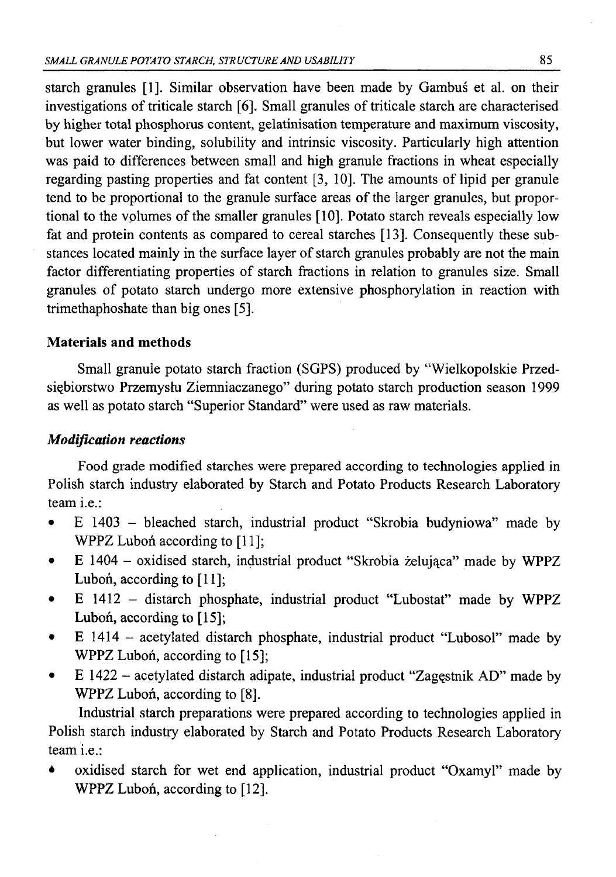starch granules [1]. Similar observation have been made by Gambuś et al. on their investigations of triticale starch [6]. Small granules of triticale starch are characterised by higher total phosphorus content, gelatinisation temperature and maximum viscosity, but lower water binding, solubility and intrinsic viscosity. Particularly high attention was paid to differences between small and high granule fractions in wheat especially regarding pasting properties and fat content [3, 10]. The amounts of lipid per granule tend to be proportional to the granule surface areas of the larger granules, but proportional to the volumes of the smaller granules [10]. Potato starch reveals especially low fat and protein contents as compared to cereal starches [13]. Consequently these substances located mainly in the surface layer of starch granules probably are not the main factor differentiating properties of starch fractions in relation to granules size. Small granules of potato starch undergo more extensive phosphorylation in reaction with trimethaphoshate than big ones [5].

## Materials and methods

Small granule potato starch fraction (SGPS) produced by "Wielkopolskie Przedsiębiorstwo Przemysłu Ziemniaczanego" during potato starch production season 1999 as well as potato starch "Superior Standard" were used as raw materials.

### *Modification reactions*

Food grade modified starches were prepared according to technologies applied in Polish starch industry elaborated by Starch and Potato Products Research Laboratory team i.e.:

- E 1403 – bleached starch, industrial product "Skrobia budyniowa" made by WPPZ Luboń according to [11];
- E 1404 – oxidised starch, industrial product "Skrobia żelująca" made by WPPZ Luboń, according to [11];
- E 1412 – distarch phosphate, industrial product "Lubostat" made by WPPZ Luboń, according to [15];
- E 1414 – acetylated distarch phosphate, industrial product "Lubosol" made by WPPZ Luboń, according to [15];
- E 1422 – acetylated distarch adipate, industrial product "Zagęstnik AD" made by WPPZ Luboń, according to [8].

Industrial starch preparations were prepared according to technologies applied in Polish starch industry elaborated by Starch and Potato Products Research Laboratory team i.e.:

- oxidised starch for wet end application, industrial product "Oxamyl" made by WPPZ Luboń, according to [12].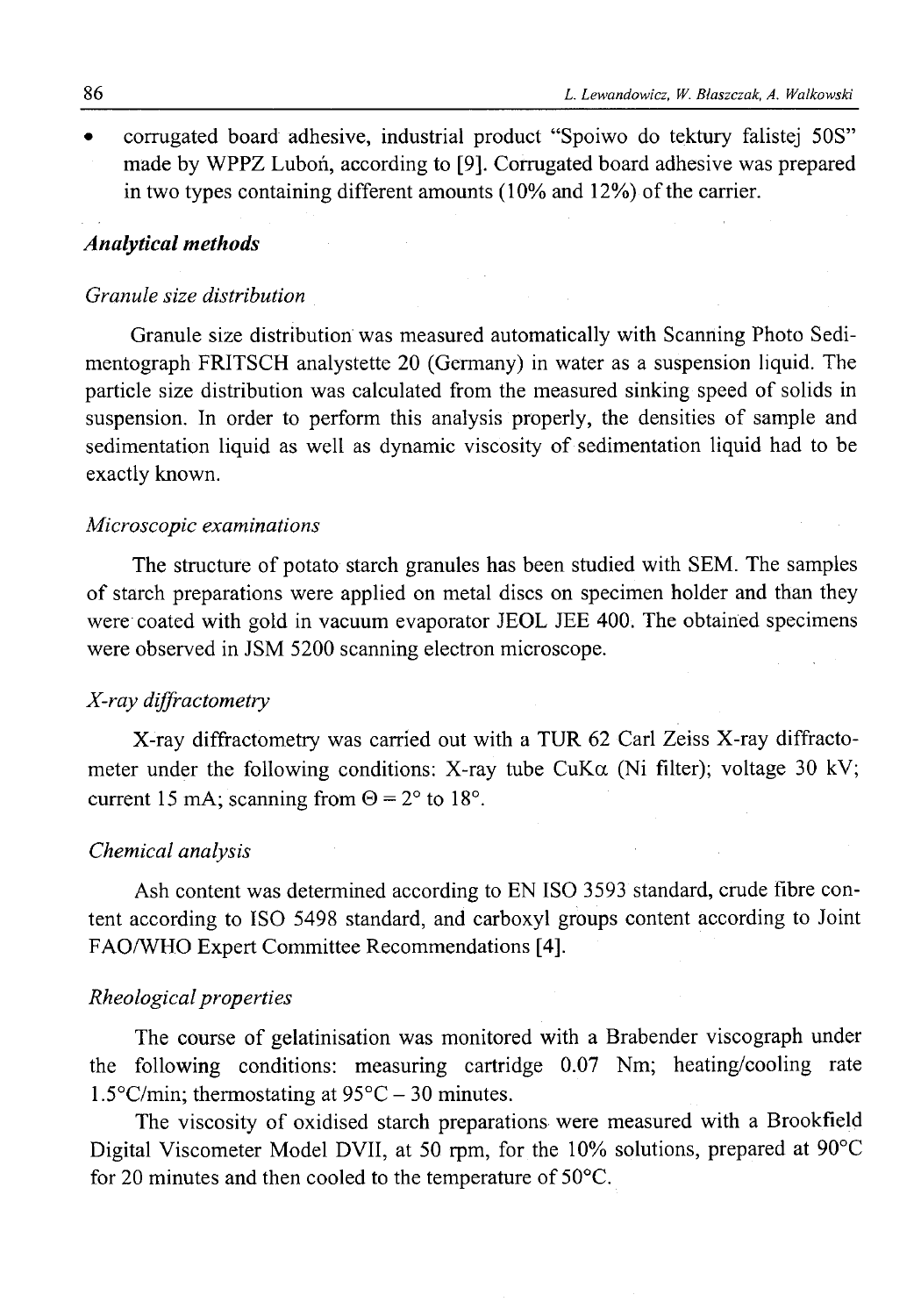- corrugated board adhesive, industrial product “Spoiwo do tektury falistej 50S” made by WPPZ Luboń, according to [9]. Corrugated board adhesive was prepared in two types containing different amounts (10% and 12%) of the carrier.

## *Analytical methods*

### *Granule size distribution*

Granule size distribution was measured automatically with Scanning Photo Sedimentograph FRITSCH analystette 20 (Germany) in water as a suspension liquid. The particle size distribution was calculated from the measured sinking speed of solids in suspension. In order to perform this analysis properly, the densities of sample and sedimentation liquid as well as dynamic viscosity of sedimentation liquid had to be exactly known.

### *Microscopic examinations*

The structure of potato starch granules has been studied with SEM. The samples of starch preparations were applied on metal discs on specimen holder and than they were coated with gold in vacuum evaporator JEOL JEE 400. The obtained specimens were observed in JSM 5200 scanning electron microscope.

### *X-ray diffractometry*

X-ray diffractometry was carried out with a TUR 62 Carl Zeiss X-ray diffractometer under the following conditions: X-ray tube CuK$\alpha$ (Ni filter); voltage 30 kV; current 15 mA; scanning from $\Theta = 2°$ to $18°$.

### *Chemical analysis*

Ash content was determined according to EN ISO 3593 standard, crude fibre content according to ISO 5498 standard, and carboxyl groups content according to Joint FAO/WHO Expert Committee Recommendations [4].

### *Rheological properties*

The course of gelatinisation was monitored with a Brabender viscograph under the following conditions: measuring cartridge 0.07 Nm; heating/cooling rate 1.5°C/min; thermostating at 95°C – 30 minutes.

The viscosity of oxidised starch preparations were measured with a Brookfield Digital Viscometer Model DVII, at 50 rpm, for the 10% solutions, prepared at 90°C for 20 minutes and then cooled to the temperature of 50°C.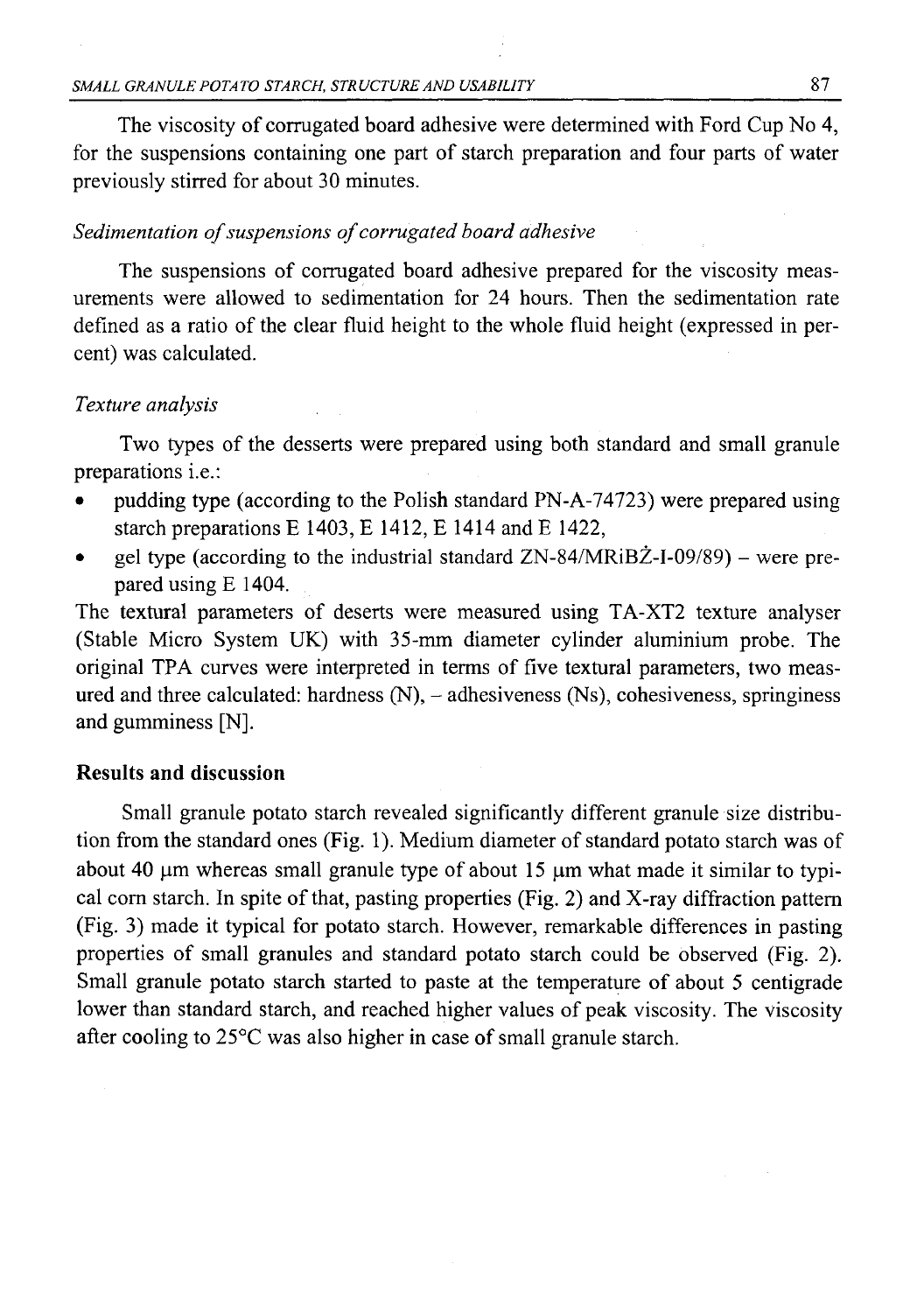The viscosity of corrugated board adhesive were determined with Ford Cup No 4, for the suspensions containing one part of starch preparation and four parts of water previously stirred for about 30 minutes.

*Sedimentation of suspensions of corrugated board adhesive*

The suspensions of corrugated board adhesive prepared for the viscosity measurements were allowed to sedimentation for 24 hours. Then the sedimentation rate defined as a ratio of the clear fluid height to the whole fluid height (expressed in percent) was calculated.

*Texture analysis*

Two types of the desserts were prepared using both standard and small granule preparations i.e.:

- pudding type (according to the Polish standard PN-A-74723) were prepared using starch preparations E 1403, E 1412, E 1414 and E 1422,
- gel type (according to the industrial standard ZN-84/MRiBŻ-I-09/89) – were prepared using E 1404.

The textural parameters of deserts were measured using TA-XT2 texture analyser (Stable Micro System UK) with 35-mm diameter cylinder aluminium probe. The original TPA curves were interpreted in terms of five textural parameters, two measured and three calculated: hardness (N), – adhesiveness (Ns), cohesiveness, springiness and gumminess [N].

## Results and discussion

Small granule potato starch revealed significantly different granule size distribution from the standard ones (Fig. 1). Medium diameter of standard potato starch was of about 40 μm whereas small granule type of about 15 μm what made it similar to typical corn starch. In spite of that, pasting properties (Fig. 2) and X-ray diffraction pattern (Fig. 3) made it typical for potato starch. However, remarkable differences in pasting properties of small granules and standard potato starch could be observed (Fig. 2). Small granule potato starch started to paste at the temperature of about 5 centigrade lower than standard starch, and reached higher values of peak viscosity. The viscosity after cooling to 25°C was also higher in case of small granule starch.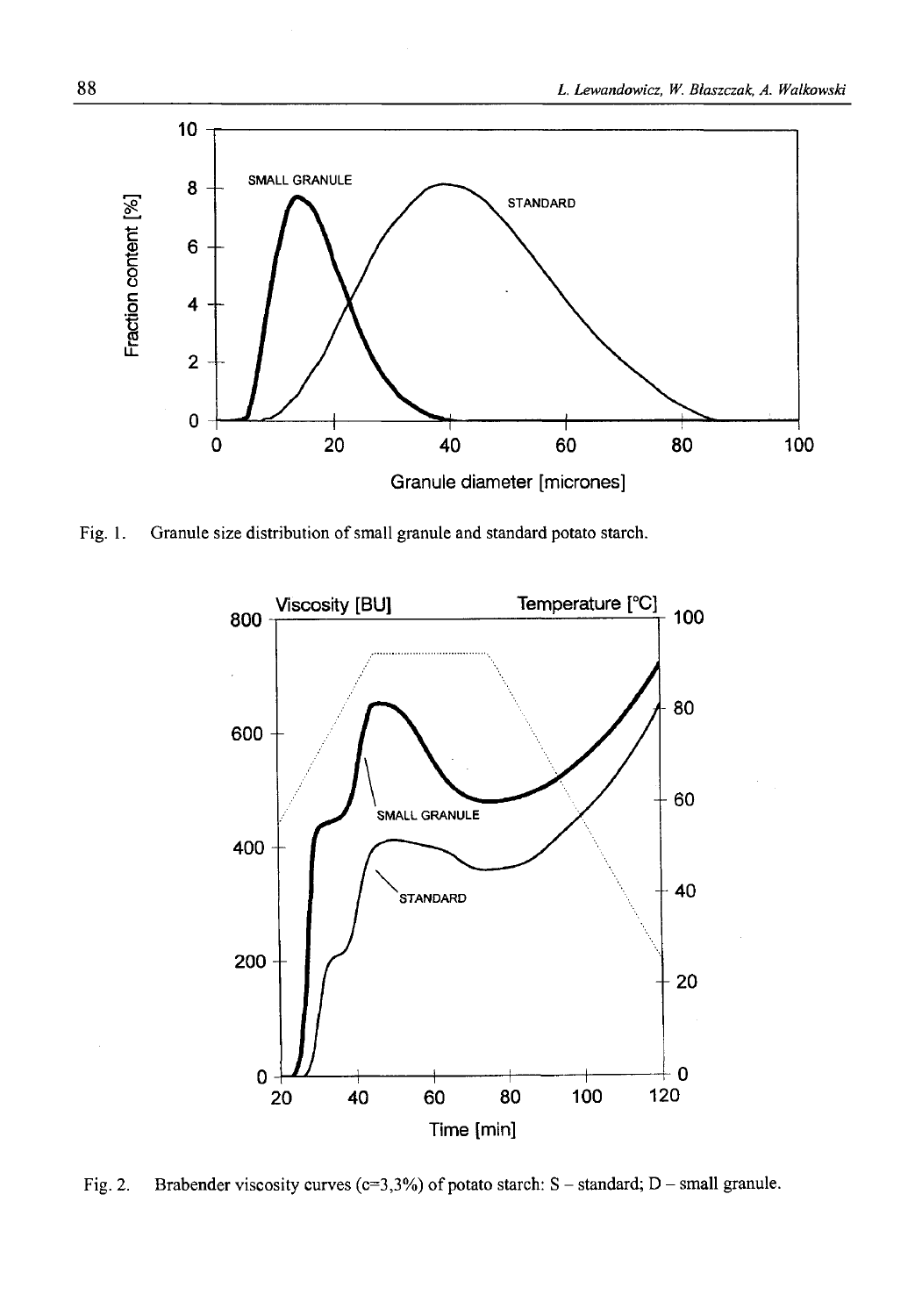Fig. 1. Granule size distribution of small granule and standard potato starch.

Fig. 2. Brabender viscosity curves (c=3,3%) of potato starch: S – standard; D – small granule.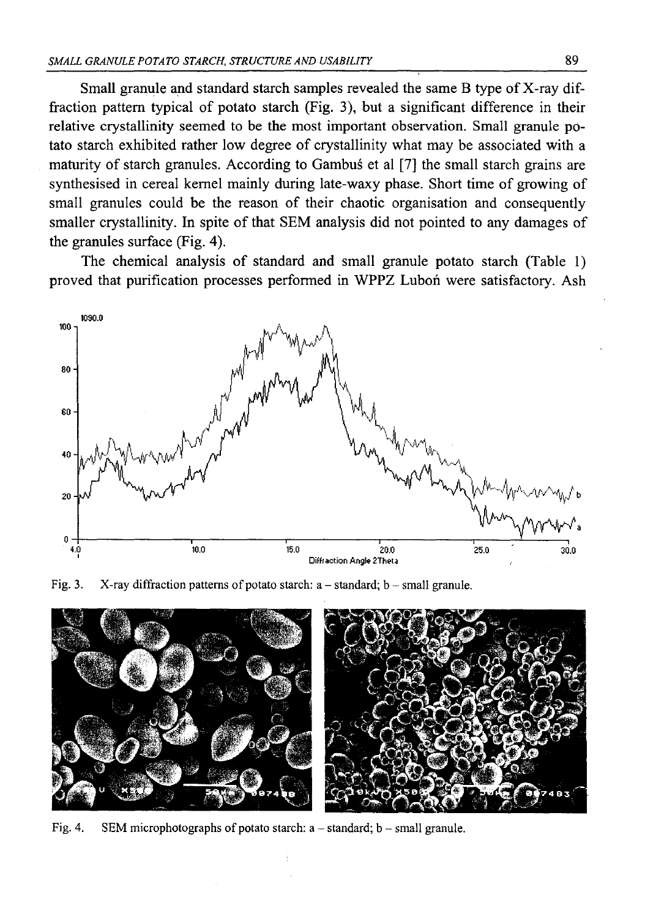Small granule and standard starch samples revealed the same B type of X-ray diffraction pattern typical of potato starch (Fig. 3), but a significant difference in their relative crystallinity seemed to be the most important observation. Small granule potato starch exhibited rather low degree of crystallinity what may be associated with a maturity of starch granules. According to Gambuś et al [7] the small starch grains are synthesised in cereal kernel mainly during late-waxy phase. Short time of growing of small granules could be the reason of their chaotic organisation and consequently smaller crystallinity. In spite of that SEM analysis did not pointed to any damages of the granules surface (Fig. 4).

The chemical analysis of standard and small granule potato starch (Table 1) proved that purification processes performed in WPPZ Luboń were satisfactory. Ash

Fig. 3. X-ray diffraction patterns of potato starch: a – standard; b – small granule.

Fig. 4. SEM microphotographs of potato starch: a – standard; b – small granule.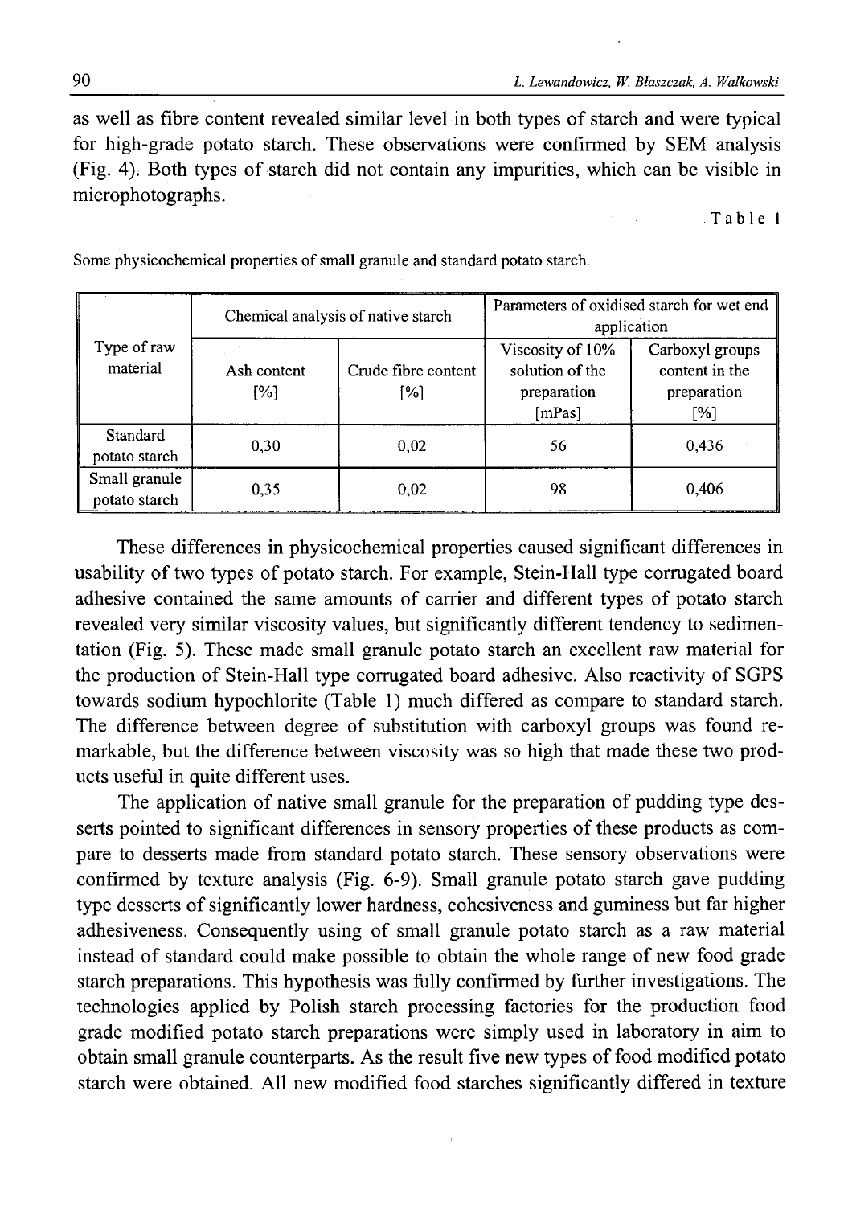as well as fibre content revealed similar level in both types of starch and were typical for high-grade potato starch. These observations were confirmed by SEM analysis (Fig. 4). Both types of starch did not contain any impurities, which can be visible in microphotographs.

Table 1

Some physicochemical properties of small granule and standard potato starch.

| Type of raw material | Chemical analysis of native starch | | Parameters of oxidised starch for wet end application | |
|---|---|---|---|---|
| | Ash content [%] | Crude fibre content [%] | Viscosity of 10% solution of the preparation [mPas] | Carboxyl groups content in the preparation [%] |
| Standard potato starch | 0,30 | 0,02 | 56 | 0,436 |
| Small granule potato starch | 0,35 | 0,02 | 98 | 0,406 |

These differences in physicochemical properties caused significant differences in usability of two types of potato starch. For example, Stein-Hall type corrugated board adhesive contained the same amounts of carrier and different types of potato starch revealed very similar viscosity values, but significantly different tendency to sedimentation (Fig. 5). These made small granule potato starch an excellent raw material for the production of Stein-Hall type corrugated board adhesive. Also reactivity of SGPS towards sodium hypochlorite (Table 1) much differed as compare to standard starch. The difference between degree of substitution with carboxyl groups was found remarkable, but the difference between viscosity was so high that made these two products useful in quite different uses.

The application of native small granule for the preparation of pudding type desserts pointed to significant differences in sensory properties of these products as compare to desserts made from standard potato starch. These sensory observations were confirmed by texture analysis (Fig. 6-9). Small granule potato starch gave pudding type desserts of significantly lower hardness, cohesiveness and guminess but far higher adhesiveness. Consequently using of small granule potato starch as a raw material instead of standard could make possible to obtain the whole range of new food grade starch preparations. This hypothesis was fully confirmed by further investigations. The technologies applied by Polish starch processing factories for the production food grade modified potato starch preparations were simply used in laboratory in aim to obtain small granule counterparts. As the result five new types of food modified potato starch were obtained. All new modified food starches significantly differed in texture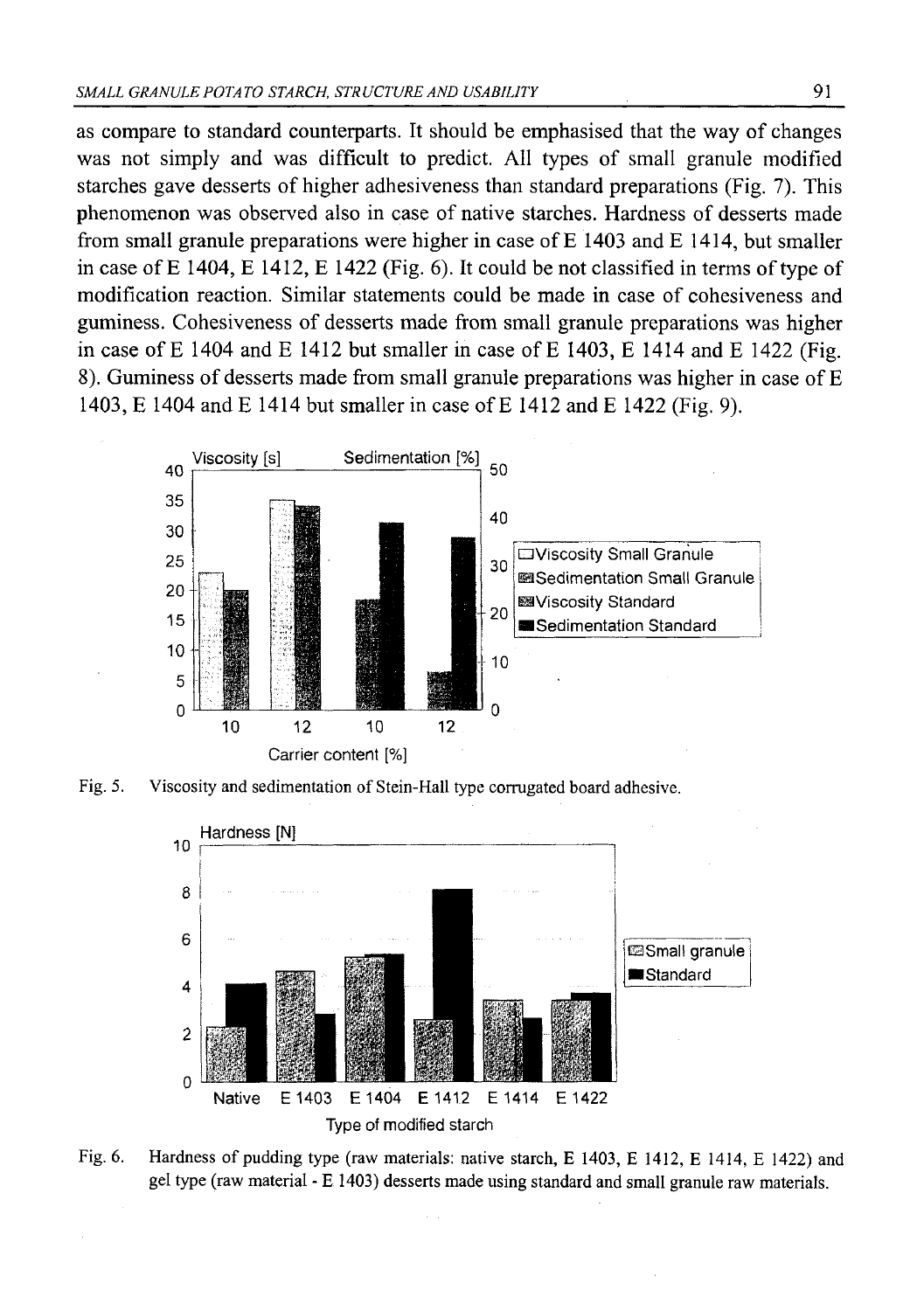as compare to standard counterparts. It should be emphasised that the way of changes was not simply and was difficult to predict. All types of small granule modified starches gave desserts of higher adhesiveness than standard preparations (Fig. 7). This phenomenon was observed also in case of native starches. Hardness of desserts made from small granule preparations were higher in case of E 1403 and E 1414, but smaller in case of E 1404, E 1412, E 1422 (Fig. 6). It could be not classified in terms of type of modification reaction. Similar statements could be made in case of cohesiveness and guminess. Cohesiveness of desserts made from small granule preparations was higher in case of E 1404 and E 1412 but smaller in case of E 1403, E 1414 and E 1422 (Fig. 8). Guminess of desserts made from small granule preparations was higher in case of E 1403, E 1404 and E 1414 but smaller in case of E 1412 and E 1422 (Fig. 9).

Fig. 5. Viscosity and sedimentation of Stein-Hall type corrugated board adhesive.

Fig. 6. Hardness of pudding type (raw materials: native starch, E 1403, E 1412, E 1414, E 1422) and gel type (raw material - E 1403) desserts made using standard and small granule raw materials.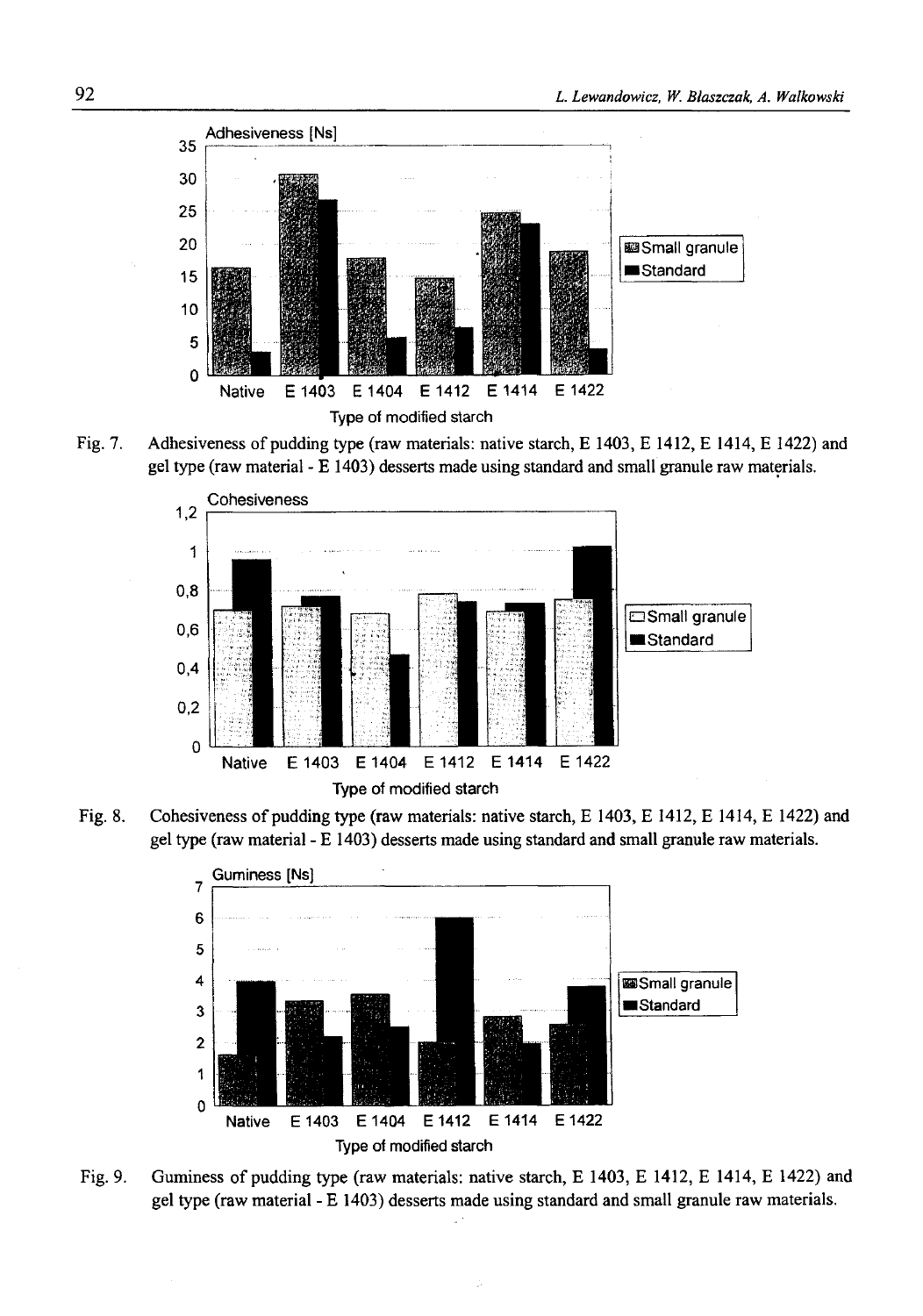Fig. 7. Adhesiveness of pudding type (raw materials: native starch, E 1403, E 1412, E 1414, E 1422) and gel type (raw material - E 1403) desserts made using standard and small granule raw materials.

Fig. 8. Cohesiveness of pudding type (raw materials: native starch, E 1403, E 1412, E 1414, E 1422) and gel type (raw material - E 1403) desserts made using standard and small granule raw materials.

Fig. 9. Guminess of pudding type (raw materials: native starch, E 1403, E 1412, E 1414, E 1422) and gel type (raw material - E 1403) desserts made using standard and small granule raw materials.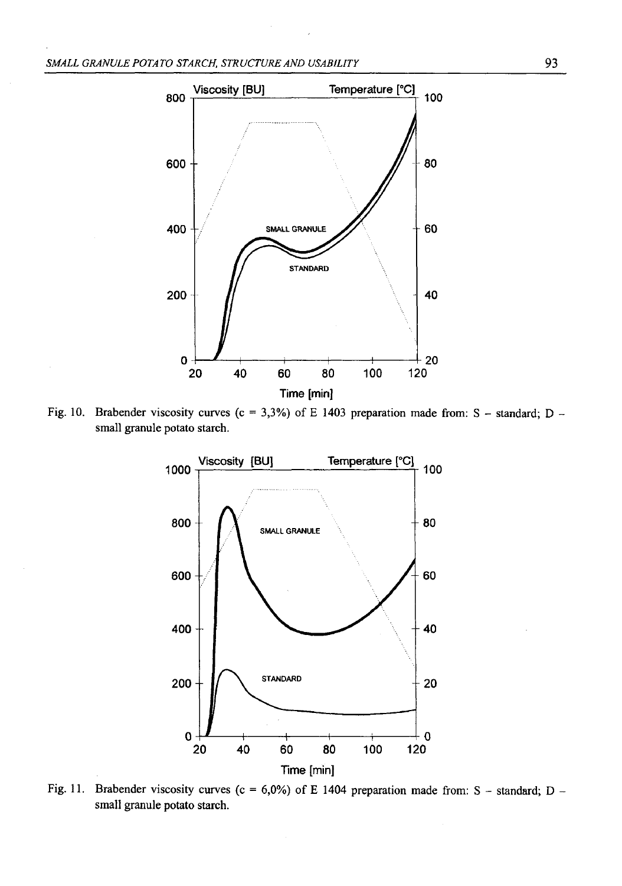Fig. 10. Brabender viscosity curves (c = 3,3%) of E 1403 preparation made from: S – standard; D – small granule potato starch.

Fig. 11. Brabender viscosity curves (c = 6,0%) of E 1404 preparation made from: S – standard; D – small granule potato starch.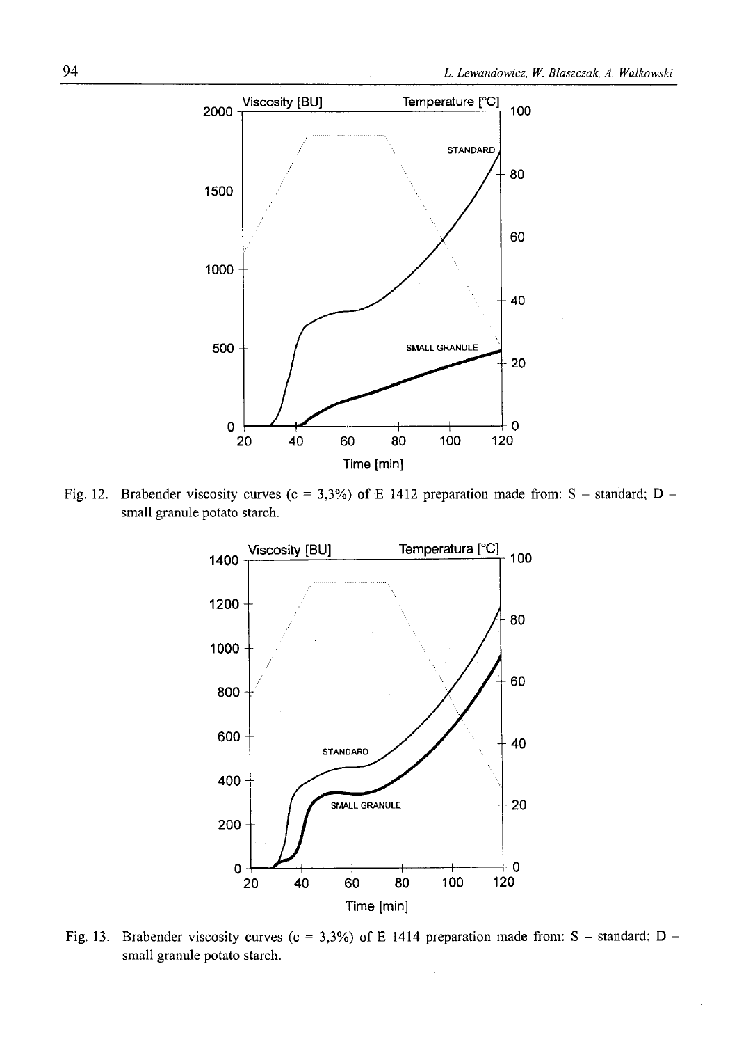Fig. 12. Brabender viscosity curves (c = 3,3%) of E 1412 preparation made from: S – standard; D – small granule potato starch.

Fig. 13. Brabender viscosity curves (c = 3,3%) of E 1414 preparation made from: S – standard; D – small granule potato starch.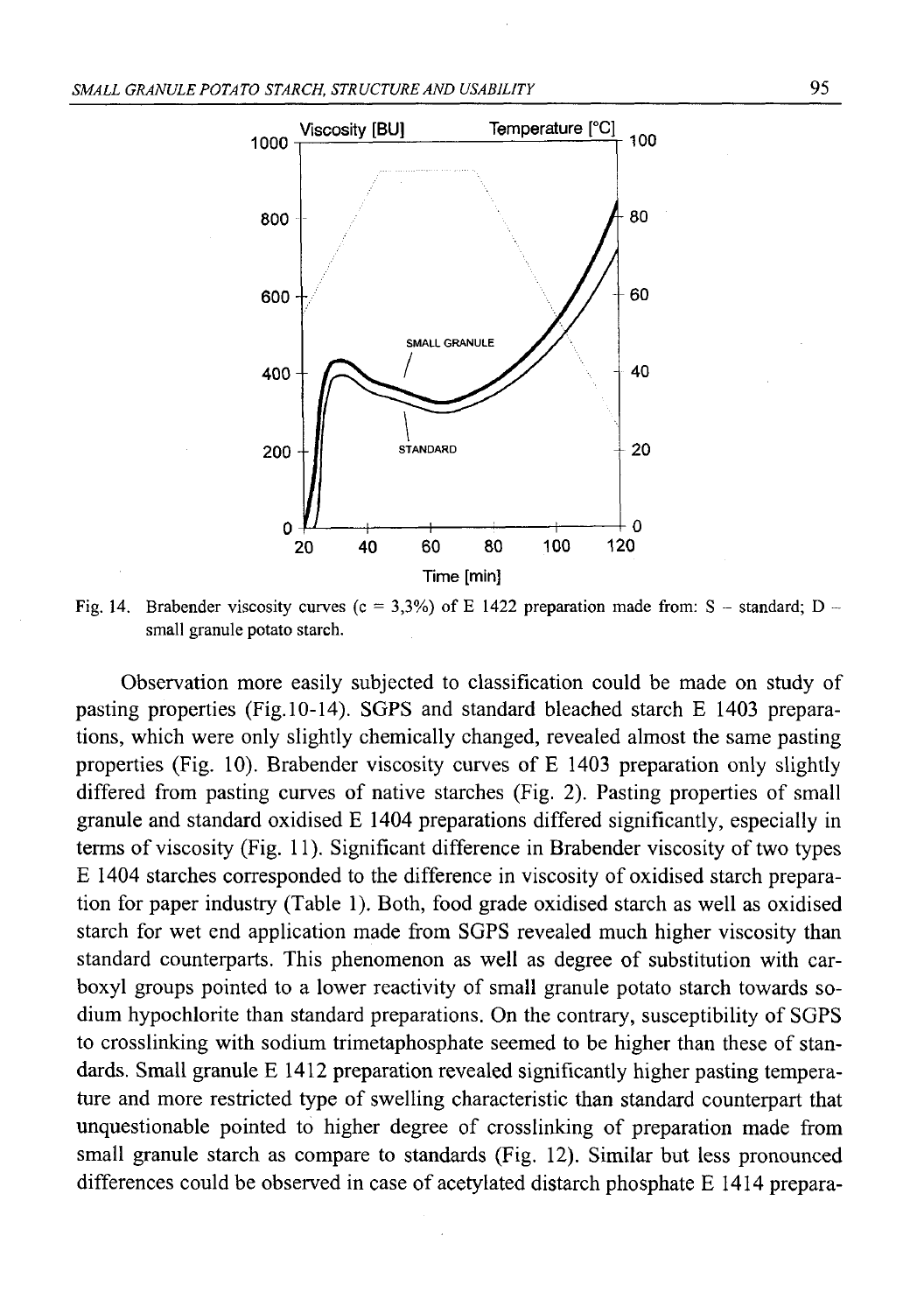Fig. 14. Brabender viscosity curves (c = 3,3%) of E 1422 preparation made from: S – standard; D – small granule potato starch.

Observation more easily subjected to classification could be made on study of pasting properties (Fig.10-14). SGPS and standard bleached starch E 1403 preparations, which were only slightly chemically changed, revealed almost the same pasting properties (Fig. 10). Brabender viscosity curves of E 1403 preparation only slightly differed from pasting curves of native starches (Fig. 2). Pasting properties of small granule and standard oxidised E 1404 preparations differed significantly, especially in terms of viscosity (Fig. 11). Significant difference in Brabender viscosity of two types E 1404 starches corresponded to the difference in viscosity of oxidised starch preparation for paper industry (Table 1). Both, food grade oxidised starch as well as oxidised starch for wet end application made from SGPS revealed much higher viscosity than standard counterparts. This phenomenon as well as degree of substitution with carboxyl groups pointed to a lower reactivity of small granule potato starch towards sodium hypochlorite than standard preparations. On the contrary, susceptibility of SGPS to crosslinking with sodium trimetaphosphate seemed to be higher than these of standards. Small granule E 1412 preparation revealed significantly higher pasting temperature and more restricted type of swelling characteristic than standard counterpart that unquestionable pointed to higher degree of crosslinking of preparation made from small granule starch as compare to standards (Fig. 12). Similar but less pronounced differences could be observed in case of acetylated distarch phosphate E 1414 prepara-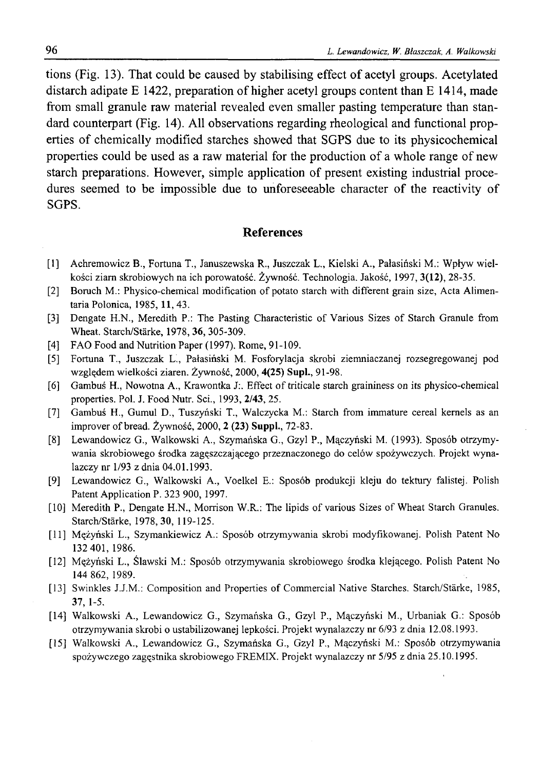tions (Fig. 13). That could be caused by stabilising effect of acetyl groups. Acetylated distarch adipate E 1422, preparation of higher acetyl groups content than E 1414, made from small granule raw material revealed even smaller pasting temperature than standard counterpart (Fig. 14). All observations regarding rheological and functional properties of chemically modified starches showed that SGPS due to its physicochemical properties could be used as a raw material for the production of a whole range of new starch preparations. However, simple application of present existing industrial procedures seemed to be impossible due to unforeseeable character of the reactivity of SGPS.

## References

[1] Achremowicz B., Fortuna T., Januszewska R., Juszczak L., Kielski A., Pałasiński M.: Wpływ wielkości ziarn skrobiowych na ich porowatość. Żywność. Technologia. Jakość, 1997, **3(12)**, 28-35.

[2] Boruch M.: Physico-chemical modification of potato starch with different grain size, Acta Alimentaria Polonica, 1985, **11**, 43.

[3] Dengate H.N., Meredith P.: The Pasting Characteristic of Various Sizes of Starch Granule from Wheat. Starch/Stärke, 1978, **36**, 305-309.

[4] FAO Food and Nutrition Paper (1997). Rome, 91-109.

[5] Fortuna T., Juszczak L., Pałasiński M. Fosforylacja skrobi ziemniaczanej rozsegregowanej pod względem wielkości ziaren. Żywność, 2000, **4(25) Supl.**, 91-98.

[6] Gambuś H., Nowotna A., Krawontka J:. Effect of triticale starch graininess on its physico-chemical properties. Pol. J. Food Nutr. Sci., 1993, **2/43**, 25.

[7] Gambuś H., Gumul D., Tuszyński T., Walczycka M.: Starch from immature cereal kernels as an improver of bread. Żywność, 2000, **2 (23) Suppl.**, 72-83.

[8] Lewandowicz G., Walkowski A., Szymańska G., Gzyl P., Mączyński M. (1993). Sposób otrzymywania skrobiowego środka zagęszczającego przeznaczonego do celów spożywczych. Projekt wynalazczy nr 1/93 z dnia 04.01.1993.

[9] Lewandowicz G., Walkowski A., Voelkel E.: Sposób produkcji kleju do tektury falistej. Polish Patent Application P. 323 900, 1997.

[10] Meredith P., Dengate H.N., Morrison W.R.: The lipids of various Sizes of Wheat Starch Granules. Starch/Stärke, 1978, **30**, 119-125.

[11] Mężyński L., Szymankiewicz A.: Sposób otrzymywania skrobi modyfikowanej. Polish Patent No 132 401, 1986.

[12] Mężyński L., Ślawski M.: Sposób otrzymywania skrobiowego środka klejącego. Polish Patent No 144 862, 1989.

[13] Swinkles J.J.M.: Composition and Properties of Commercial Native Starches. Starch/Stärke, 1985, **37**, 1-5.

[14] Walkowski A., Lewandowicz G., Szymańska G., Gzyl P., Mączyński M., Urbaniak G.: Sposób otrzymywania skrobi o ustabilizowanej lepkości. Projekt wynalazczy nr 6/93 z dnia 12.08.1993.

[15] Walkowski A., Lewandowicz G., Szymańska G., Gzyl P., Mączyński M.: Sposób otrzymywania spożywczego zagęstnika skrobiowego FREMIX. Projekt wynalazczy nr 5/95 z dnia 25.10.1995.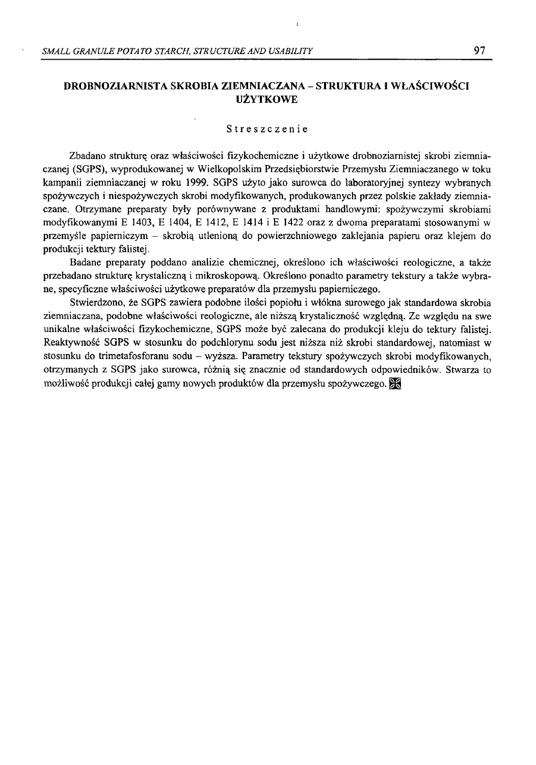## DROBNOZIARNISTA SKROBIA ZIEMNIACZANA – STRUKTURA I WŁAŚCIWOŚCI UŻYTKOWE

### Streszczenie

Zbadano strukturę oraz właściwości fizykochemiczne i użytkowe drobnoziarnistej skrobi ziemniaczanej (SGPS), wyprodukowanej w Wielkopolskim Przedsiębiorstwie Przemysłu Ziemniaczanego w toku kampanii ziemniaczanej w roku 1999. SGPS użyto jako surowca do laboratoryjnej syntezy wybranych spożywczych i niespożywczych skrobi modyfikowanych, produkowanych przez polskie zakłady ziemniaczane. Otrzymane preparaty były porównywane z produktami handlowymi: spożywczymi skrobiami modyfikowanymi E 1403, E 1404, E 1412, E 1414 i E 1422 oraz z dwoma preparatami stosowanymi w przemyśle papierniczym – skrobią utlenioną do powierzchniowego zaklejania papieru oraz klejem do produkcji tektury falistej.

Badane preparaty poddano analizie chemicznej, określono ich właściwości reologiczne, a także przebadano strukturę krystaliczną i mikroskopową. Określono ponadto parametry tekstury a także wybrane, specyficzne właściwości użytkowe preparatów dla przemysłu papierniczego.

Stwierdzono, że SGPS zawiera podobne ilości popiołu i włókna surowego jak standardowa skrobia ziemniaczana, podobne właściwości reologiczne, ale niższą krystaliczność względną. Ze względu na swe unikalne właściwości fizykochemiczne, SGPS może być zalecana do produkcji kleju do tektury falistej. Reaktywność SGPS w stosunku do podchlorynu sodu jest niższa niż skrobi standardowej, natomiast w stosunku do trimetafosforanu sodu – wyższa. Parametry tekstury spożywczych skrobi modyfikowanych, otrzymanych z SGPS jako surowca, różnią się znacznie od standardowych odpowiedników. Stwarza to możliwość produkcji całej gamy nowych produktów dla przemysłu spożywczego.